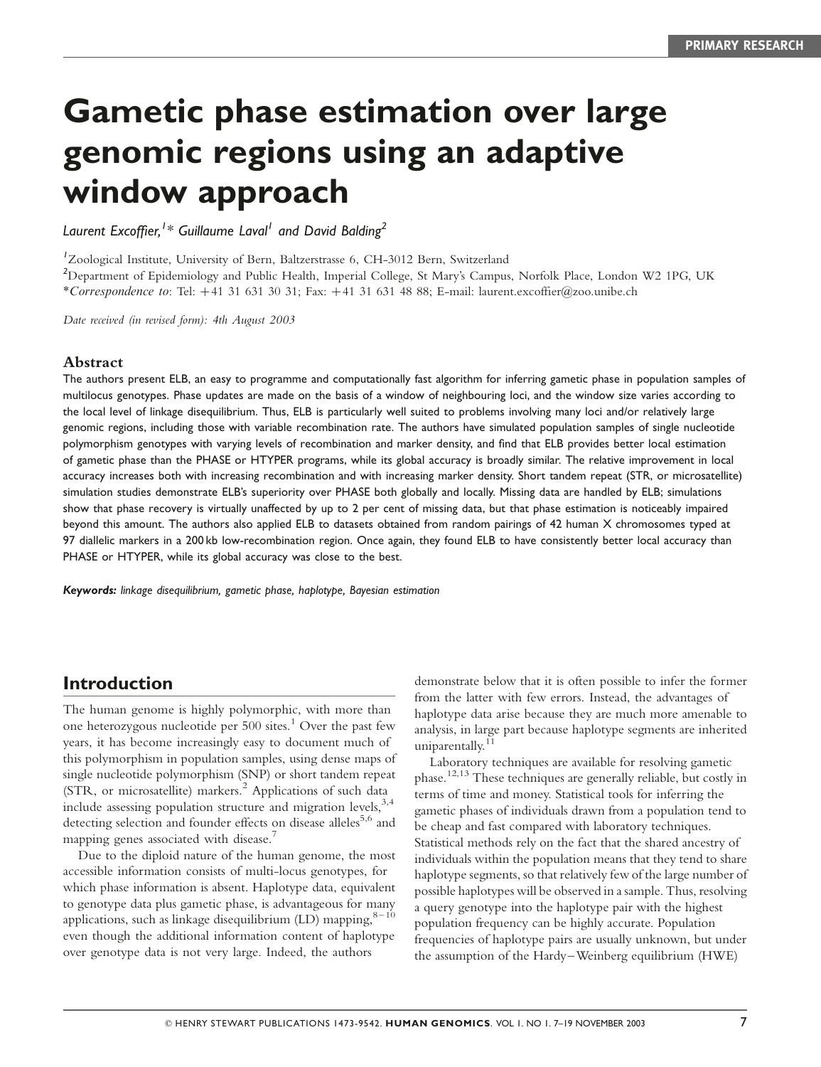PRIMARY RESEARCH

# Gametic phase estimation over large genomic regions using an adaptive window approach

*Laurent Excoffier,[1]\* Guillaume Laval[1] and David Balding[2]*

[1]Zoological Institute, University of Bern, Baltzerstrasse 6, CH-3012 Bern, Switzerland

[2]Department of Epidemiology and Public Health, Imperial College, St Mary's Campus, Norfolk Place, London W2 1PG, UK

\**Correspondence to*: Tel: +41 31 631 30 31; Fax: +41 31 631 48 88; E-mail: laurent.excoffier@zoo.unibe.ch

*Date received (in revised form): 4th August 2003*

## Abstract

The authors present ELB, an easy to programme and computationally fast algorithm for inferring gametic phase in population samples of multilocus genotypes. Phase updates are made on the basis of a window of neighbouring loci, and the window size varies according to the local level of linkage disequilibrium. Thus, ELB is particularly well suited to problems involving many loci and/or relatively large genomic regions, including those with variable recombination rate. The authors have simulated population samples of single nucleotide polymorphism genotypes with varying levels of recombination and marker density, and find that ELB provides better local estimation of gametic phase than the PHASE or HTYPER programs, while its global accuracy is broadly similar. The relative improvement in local accuracy increases both with increasing recombination and with increasing marker density. Short tandem repeat (STR, or microsatellite) simulation studies demonstrate ELB's superiority over PHASE both globally and locally. Missing data are handled by ELB; simulations show that phase recovery is virtually unaffected by up to 2 per cent of missing data, but that phase estimation is noticeably impaired beyond this amount. The authors also applied ELB to datasets obtained from random pairings of 42 human X chromosomes typed at 97 diallelic markers in a 200 kb low-recombination region. Once again, they found ELB to have consistently better local accuracy than PHASE or HTYPER, while its global accuracy was close to the best.

***Keywords:*** *linkage disequilibrium, gametic phase, haplotype, Bayesian estimation*

## Introduction

The human genome is highly polymorphic, with more than one heterozygous nucleotide per 500 sites.[1] Over the past few years, it has become increasingly easy to document much of this polymorphism in population samples, using dense maps of single nucleotide polymorphism (SNP) or short tandem repeat (STR, or microsatellite) markers.[2] Applications of such data include assessing population structure and migration levels,[3,4] detecting selection and founder effects on disease alleles[5,6] and mapping genes associated with disease.[7]

Due to the diploid nature of the human genome, the most accessible information consists of multi-locus genotypes, for which phase information is absent. Haplotype data, equivalent to genotype data plus gametic phase, is advantageous for many applications, such as linkage disequilibrium (LD) mapping,[8–10] even though the additional information content of haplotype over genotype data is not very large. Indeed, the authors demonstrate below that it is often possible to infer the former from the latter with few errors. Instead, the advantages of haplotype data arise because they are much more amenable to analysis, in large part because haplotype segments are inherited uniparentally.[11]

Laboratory techniques are available for resolving gametic phase.[12,13] These techniques are generally reliable, but costly in terms of time and money. Statistical tools for inferring the gametic phases of individuals drawn from a population tend to be cheap and fast compared with laboratory techniques. Statistical methods rely on the fact that the shared ancestry of individuals within the population means that they tend to share haplotype segments, so that relatively few of the large number of possible haplotypes will be observed in a sample. Thus, resolving a query genotype into the haplotype pair with the highest population frequency can be highly accurate. Population frequencies of haplotype pairs are usually unknown, but under the assumption of the Hardy–Weinberg equilibrium (HWE)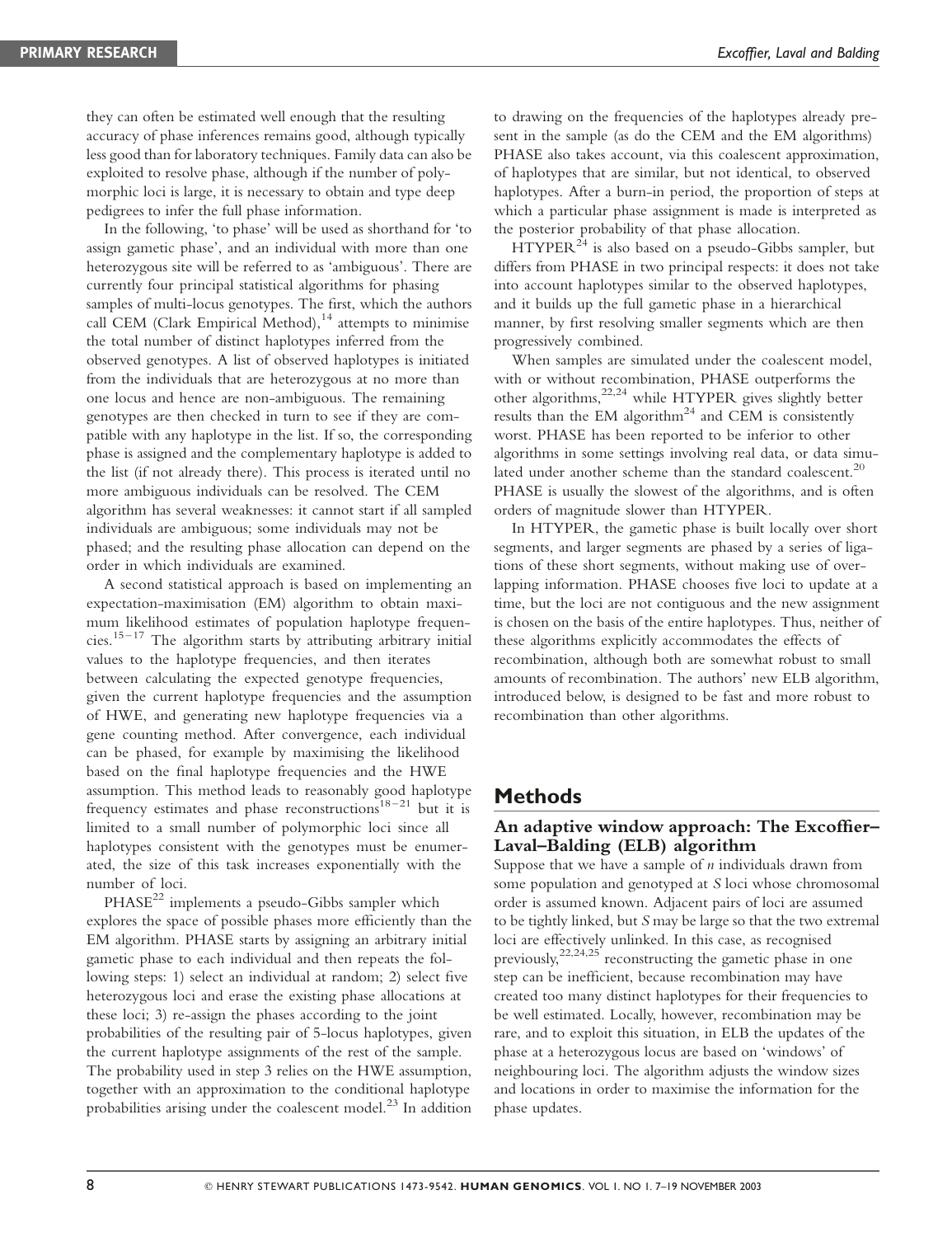they can often be estimated well enough that the resulting accuracy of phase inferences remains good, although typically less good than for laboratory techniques. Family data can also be exploited to resolve phase, although if the number of polymorphic loci is large, it is necessary to obtain and type deep pedigrees to infer the full phase information.

In the following, 'to phase' will be used as shorthand for 'to assign gametic phase', and an individual with more than one heterozygous site will be referred to as 'ambiguous'. There are currently four principal statistical algorithms for phasing samples of multi-locus genotypes. The first, which the authors call CEM (Clark Empirical Method),[14] attempts to minimise the total number of distinct haplotypes inferred from the observed genotypes. A list of observed haplotypes is initiated from the individuals that are heterozygous at no more than one locus and hence are non-ambiguous. The remaining genotypes are then checked in turn to see if they are compatible with any haplotype in the list. If so, the corresponding phase is assigned and the complementary haplotype is added to the list (if not already there). This process is iterated until no more ambiguous individuals can be resolved. The CEM algorithm has several weaknesses: it cannot start if all sampled individuals are ambiguous; some individuals may not be phased; and the resulting phase allocation can depend on the order in which individuals are examined.

A second statistical approach is based on implementing an expectation-maximisation (EM) algorithm to obtain maximum likelihood estimates of population haplotype frequencies.[15–17] The algorithm starts by attributing arbitrary initial values to the haplotype frequencies, and then iterates between calculating the expected genotype frequencies, given the current haplotype frequencies and the assumption of HWE, and generating new haplotype frequencies via a gene counting method. After convergence, each individual can be phased, for example by maximising the likelihood based on the final haplotype frequencies and the HWE assumption. This method leads to reasonably good haplotype frequency estimates and phase reconstructions[18–21] but it is limited to a small number of polymorphic loci since all haplotypes consistent with the genotypes must be enumerated, the size of this task increases exponentially with the number of loci.

PHASE[22] implements a pseudo-Gibbs sampler which explores the space of possible phases more efficiently than the EM algorithm. PHASE starts by assigning an arbitrary initial gametic phase to each individual and then repeats the following steps: 1) select an individual at random; 2) select five heterozygous loci and erase the existing phase allocations at these loci; 3) re-assign the phases according to the joint probabilities of the resulting pair of 5-locus haplotypes, given the current haplotype assignments of the rest of the sample. The probability used in step 3 relies on the HWE assumption, together with an approximation to the conditional haplotype probabilities arising under the coalescent model.[23] In addition to drawing on the frequencies of the haplotypes already present in the sample (as do the CEM and the EM algorithms) PHASE also takes account, via this coalescent approximation, of haplotypes that are similar, but not identical, to observed haplotypes. After a burn-in period, the proportion of steps at which a particular phase assignment is made is interpreted as the posterior probability of that phase allocation.

HTYPER[24] is also based on a pseudo-Gibbs sampler, but differs from PHASE in two principal respects: it does not take into account haplotypes similar to the observed haplotypes, and it builds up the full gametic phase in a hierarchical manner, by first resolving smaller segments which are then progressively combined.

When samples are simulated under the coalescent model, with or without recombination, PHASE outperforms the other algorithms,[22,24] while HTYPER gives slightly better results than the EM algorithm[24] and CEM is consistently worst. PHASE has been reported to be inferior to other algorithms in some settings involving real data, or data simulated under another scheme than the standard coalescent.[20] PHASE is usually the slowest of the algorithms, and is often orders of magnitude slower than HTYPER.

In HTYPER, the gametic phase is built locally over short segments, and larger segments are phased by a series of ligations of these short segments, without making use of overlapping information. PHASE chooses five loci to update at a time, but the loci are not contiguous and the new assignment is chosen on the basis of the entire haplotypes. Thus, neither of these algorithms explicitly accommodates the effects of recombination, although both are somewhat robust to small amounts of recombination. The authors' new ELB algorithm, introduced below, is designed to be fast and more robust to recombination than other algorithms.

## Methods

### An adaptive window approach: The Excoffier–Laval–Balding (ELB) algorithm

Suppose that we have a sample of $n$ individuals drawn from some population and genotyped at $S$ loci whose chromosomal order is assumed known. Adjacent pairs of loci are assumed to be tightly linked, but $S$ may be large so that the two extremal loci are effectively unlinked. In this case, as recognised previously,[22,24,25] reconstructing the gametic phase in one step can be inefficient, because recombination may have created too many distinct haplotypes for their frequencies to be well estimated. Locally, however, recombination may be rare, and to exploit this situation, in ELB the updates of the phase at a heterozygous locus are based on 'windows' of neighbouring loci. The algorithm adjusts the window sizes and locations in order to maximise the information for the phase updates.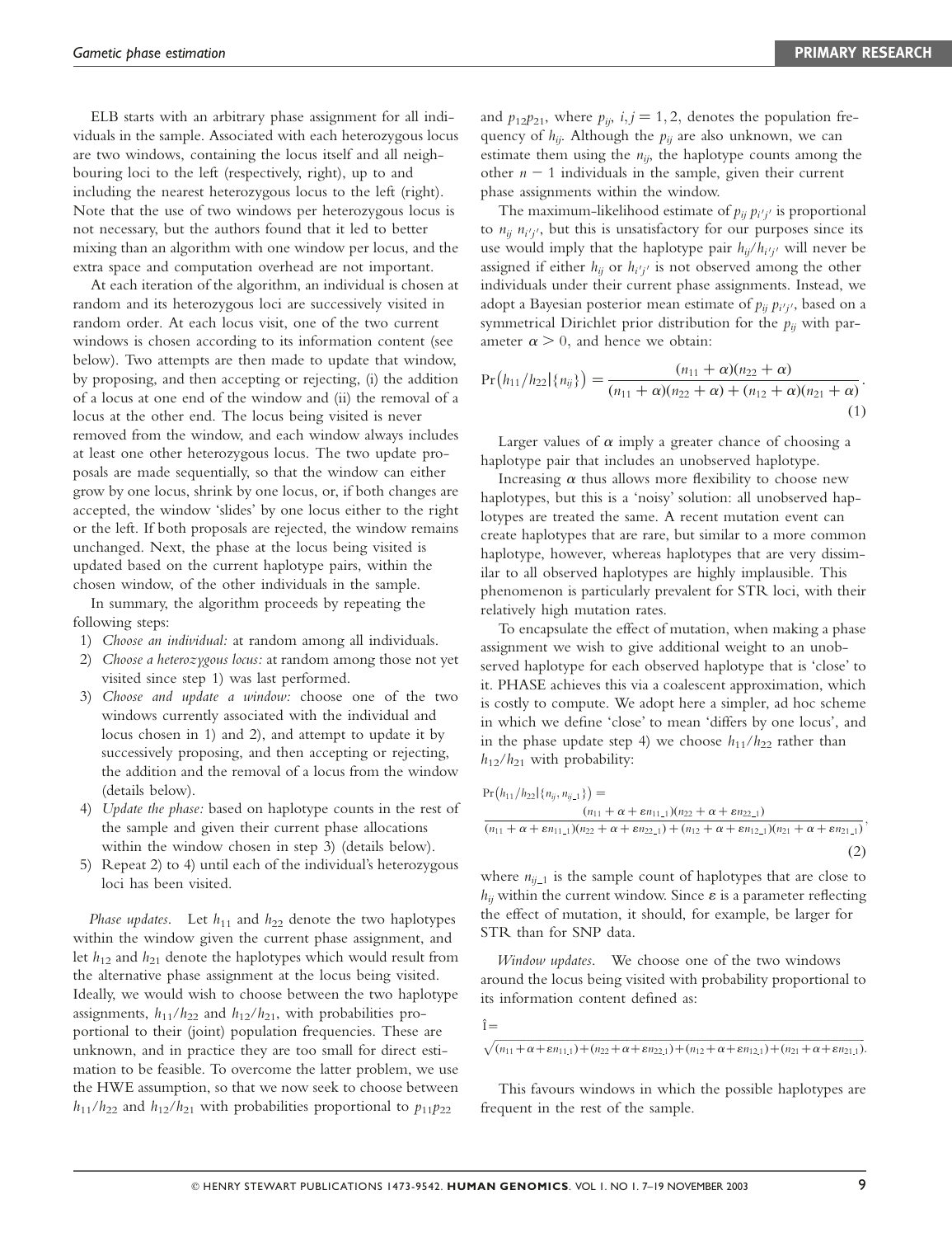ELB starts with an arbitrary phase assignment for all individuals in the sample. Associated with each heterozygous locus are two windows, containing the locus itself and all neighbouring loci to the left (respectively, right), up to and including the nearest heterozygous locus to the left (right). Note that the use of two windows per heterozygous locus is not necessary, but the authors found that it led to better mixing than an algorithm with one window per locus, and the extra space and computation overhead are not important.

At each iteration of the algorithm, an individual is chosen at random and its heterozygous loci are successively visited in random order. At each locus visit, one of the two current windows is chosen according to its information content (see below). Two attempts are then made to update that window, by proposing, and then accepting or rejecting, (i) the addition of a locus at one end of the window and (ii) the removal of a locus at the other end. The locus being visited is never removed from the window, and each window always includes at least one other heterozygous locus. The two update proposals are made sequentially, so that the window can either grow by one locus, shrink by one locus, or, if both changes are accepted, the window 'slides' by one locus either to the right or the left. If both proposals are rejected, the window remains unchanged. Next, the phase at the locus being visited is updated based on the current haplotype pairs, within the chosen window, of the other individuals in the sample.

In summary, the algorithm proceeds by repeating the following steps:

1) *Choose an individual:* at random among all individuals.
2) *Choose a heterozygous locus:* at random among those not yet visited since step 1) was last performed.
3) *Choose and update a window:* choose one of the two windows currently associated with the individual and locus chosen in 1) and 2), and attempt to update it by successively proposing, and then accepting or rejecting, the addition and the removal of a locus from the window (details below).
4) *Update the phase:* based on haplotype counts in the rest of the sample and given their current phase allocations within the window chosen in step 3) (details below).
5) Repeat 2) to 4) until each of the individual's heterozygous loci has been visited.

*Phase updates.* Let $h_{11}$ and $h_{22}$ denote the two haplotypes within the window given the current phase assignment, and let $h_{12}$ and $h_{21}$ denote the haplotypes which would result from the alternative phase assignment at the locus being visited. Ideally, we would wish to choose between the two haplotype assignments, $h_{11}/h_{22}$ and $h_{12}/h_{21}$, with probabilities proportional to their (joint) population frequencies. These are unknown, and in practice they are too small for direct estimation to be feasible. To overcome the latter problem, we use the HWE assumption, so that we now seek to choose between $h_{11}/h_{22}$ and $h_{12}/h_{21}$ with probabilities proportional to $p_{11}p_{22}$ and $p_{12}p_{21}$, where $p_{ij}$, $i, j = 1, 2$, denotes the population frequency of $h_{ij}$. Although the $p_{ij}$ are also unknown, we can estimate them using the $n_{ij}$, the haplotype counts among the other $n - 1$ individuals in the sample, given their current phase assignments within the window.

The maximum-likelihood estimate of $p_{ij}\, p_{i'j'}$ is proportional to $n_{ij}\, n_{i'j'}$, but this is unsatisfactory for our purposes since its use would imply that the haplotype pair $h_{ij}/h_{i'j'}$ will never be assigned if either $h_{ij}$ or $h_{i'j'}$ is not observed among the other individuals under their current phase assignments. Instead, we adopt a Bayesian posterior mean estimate of $p_{ij}\, p_{i'j'}$, based on a symmetrical Dirichlet prior distribution for the $p_{ij}$ with parameter $\alpha > 0$, and hence we obtain:

$$\Pr\left(h_{11}/h_{22}|\{n_{ij}\}\right) = \frac{(n_{11}+\alpha)(n_{22}+\alpha)}{(n_{11}+\alpha)(n_{22}+\alpha)+(n_{12}+\alpha)(n_{21}+\alpha)}. \tag{1}$$

Larger values of $\alpha$ imply a greater chance of choosing a haplotype pair that includes an unobserved haplotype.

Increasing $\alpha$ thus allows more flexibility to choose new haplotypes, but this is a 'noisy' solution: all unobserved haplotypes are treated the same. A recent mutation event can create haplotypes that are rare, but similar to a more common haplotype, however, whereas haplotypes that are very dissimilar to all observed haplotypes are highly implausible. This phenomenon is particularly prevalent for STR loci, with their relatively high mutation rates.

To encapsulate the effect of mutation, when making a phase assignment we wish to give additional weight to an unobserved haplotype for each observed haplotype that is 'close' to it. PHASE achieves this via a coalescent approximation, which is costly to compute. We adopt here a simpler, ad hoc scheme in which we define 'close' to mean 'differs by one locus', and in the phase update step 4) we choose $h_{11}/h_{22}$ rather than $h_{12}/h_{21}$ with probability:

$$\Pr\left(h_{11}/h_{22}|\{n_{ij}, n_{ij\_1}\}\right) = \frac{(n_{11}+\alpha+\varepsilon n_{11\_1})(n_{22}+\alpha+\varepsilon n_{22\_1})}{(n_{11}+\alpha+\varepsilon n_{11\_1})(n_{22}+\alpha+\varepsilon n_{22\_1})+(n_{12}+\alpha+\varepsilon n_{12\_1})(n_{21}+\alpha+\varepsilon n_{21\_1})}, \tag{2}$$

where $n_{ij\_1}$ is the sample count of haplotypes that are close to $h_{ij}$ within the current window. Since $\varepsilon$ is a parameter reflecting the effect of mutation, it should, for example, be larger for STR than for SNP data.

*Window updates.* We choose one of the two windows around the locus being visited with probability proportional to its information content defined as:

$$\hat{\text{I}} = \sqrt{(n_{11}+\alpha+\varepsilon n_{11\_1})+(n_{22}+\alpha+\varepsilon n_{22\_1})+(n_{12}+\alpha+\varepsilon n_{12\_1})+(n_{21}+\alpha+\varepsilon n_{21\_1})}.$$

This favours windows in which the possible haplotypes are frequent in the rest of the sample.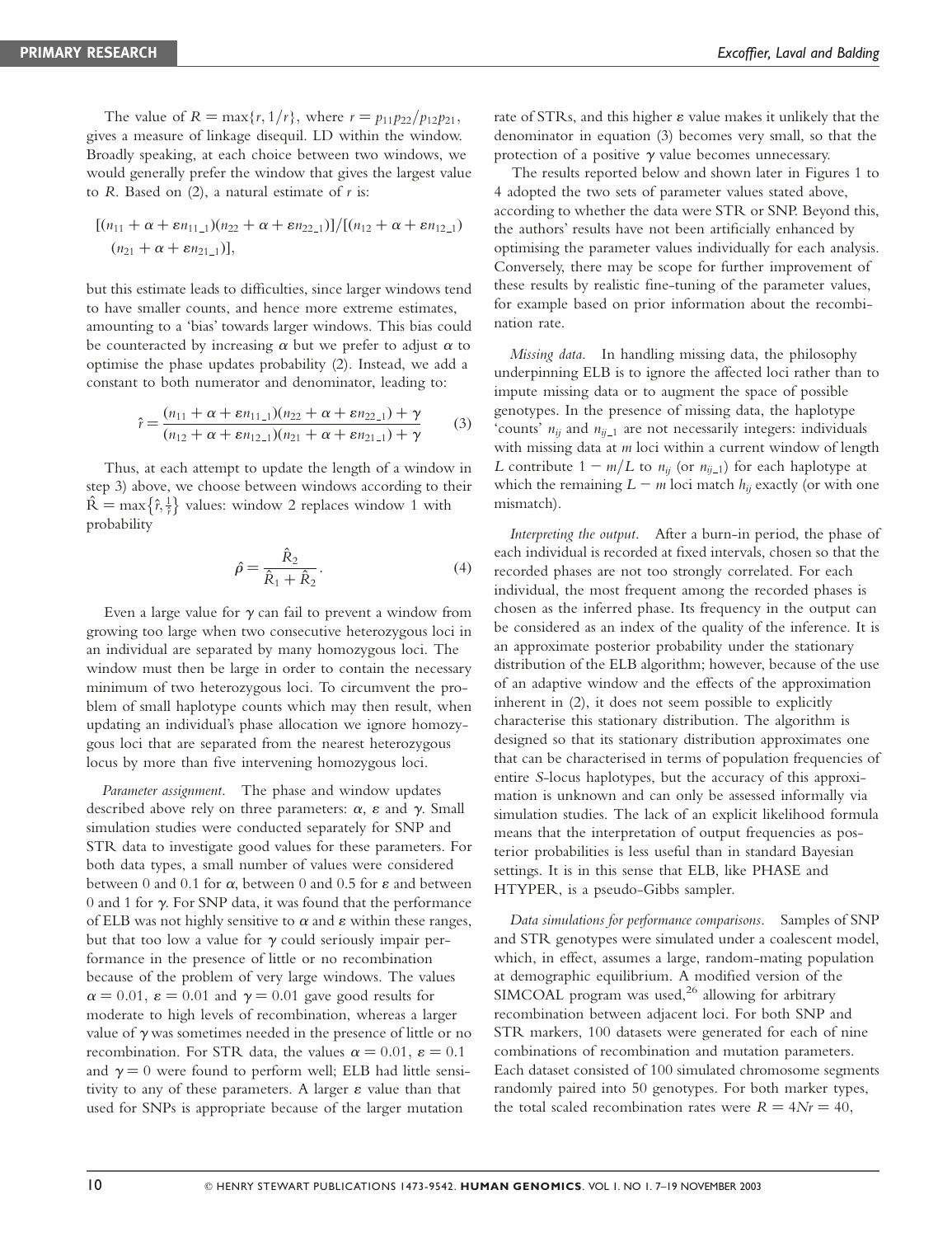The value of $R = \max\{r, 1/r\}$, where $r = p_{11}p_{22}/p_{12}p_{21}$, gives a measure of linkage disequil. LD within the window. Broadly speaking, at each choice between two windows, we would generally prefer the window that gives the largest value to $R$. Based on (2), a natural estimate of $r$ is:

$$[(n_{11} + \alpha + \varepsilon n_{11\_1})(n_{22} + \alpha + \varepsilon n_{22\_1})]/[(n_{12} + \alpha + \varepsilon n_{12\_1})(n_{21} + \alpha + \varepsilon n_{21\_1})],$$

but this estimate leads to difficulties, since larger windows tend to have smaller counts, and hence more extreme estimates, amounting to a 'bias' towards larger windows. This bias could be counteracted by increasing $\alpha$ but we prefer to adjust $\alpha$ to optimise the phase updates probability (2). Instead, we add a constant to both numerator and denominator, leading to:

$$\hat{r} = \frac{(n_{11} + \alpha + \varepsilon n_{11\_1})(n_{22} + \alpha + \varepsilon n_{22\_1}) + \gamma}{(n_{12} + \alpha + \varepsilon n_{12\_1})(n_{21} + \alpha + \varepsilon n_{21\_1}) + \gamma} \qquad (3)$$

Thus, at each attempt to update the length of a window in step 3) above, we choose between windows according to their $\hat{R} = \max\{\hat{r}, \frac{1}{\hat{r}}\}$ values: window 2 replaces window 1 with probability

$$\hat{\rho} = \frac{\hat{R}_2}{\hat{R}_1 + \hat{R}_2}. \qquad (4)$$

Even a large value for $\gamma$ can fail to prevent a window from growing too large when two consecutive heterozygous loci in an individual are separated by many homozygous loci. The window must then be large in order to contain the necessary minimum of two heterozygous loci. To circumvent the problem of small haplotype counts which may then result, when updating an individual's phase allocation we ignore homozygous loci that are separated from the nearest heterozygous locus by more than five intervening homozygous loci.

*Parameter assignment*. The phase and window updates described above rely on three parameters: $\alpha$, $\varepsilon$ and $\gamma$. Small simulation studies were conducted separately for SNP and STR data to investigate good values for these parameters. For both data types, a small number of values were considered between 0 and 0.1 for $\alpha$, between 0 and 0.5 for $\varepsilon$ and between 0 and 1 for $\gamma$. For SNP data, it was found that the performance of ELB was not highly sensitive to $\alpha$ and $\varepsilon$ within these ranges, but that too low a value for $\gamma$ could seriously impair performance in the presence of little or no recombination because of the problem of very large windows. The values $\alpha = 0.01$, $\varepsilon = 0.01$ and $\gamma = 0.01$ gave good results for moderate to high levels of recombination, whereas a larger value of $\gamma$ was sometimes needed in the presence of little or no recombination. For STR data, the values $\alpha = 0.01$, $\varepsilon = 0.1$ and $\gamma = 0$ were found to perform well; ELB had little sensitivity to any of these parameters. A larger $\varepsilon$ value than that used for SNPs is appropriate because of the larger mutation rate of STRs, and this higher $\varepsilon$ value makes it unlikely that the denominator in equation (3) becomes very small, so that the protection of a positive $\gamma$ value becomes unnecessary.

The results reported below and shown later in Figures 1 to 4 adopted the two sets of parameter values stated above, according to whether the data were STR or SNP. Beyond this, the authors' results have not been artificially enhanced by optimising the parameter values individually for each analysis. Conversely, there may be scope for further improvement of these results by realistic fine-tuning of the parameter values, for example based on prior information about the recombination rate.

*Missing data*. In handling missing data, the philosophy underpinning ELB is to ignore the affected loci rather than to impute missing data or to augment the space of possible genotypes. In the presence of missing data, the haplotype 'counts' $n_{ij}$ and $n_{ij\_1}$ are not necessarily integers: individuals with missing data at $m$ loci within a current window of length $L$ contribute $1 - m/L$ to $n_{ij}$ (or $n_{ij\_1}$) for each haplotype at which the remaining $L - m$ loci match $h_{ij}$ exactly (or with one mismatch).

*Interpreting the output*. After a burn-in period, the phase of each individual is recorded at fixed intervals, chosen so that the recorded phases are not too strongly correlated. For each individual, the most frequent among the recorded phases is chosen as the inferred phase. Its frequency in the output can be considered as an index of the quality of the inference. It is an approximate posterior probability under the stationary distribution of the ELB algorithm; however, because of the use of an adaptive window and the effects of the approximation inherent in (2), it does not seem possible to explicitly characterise this stationary distribution. The algorithm is designed so that its stationary distribution approximates one that can be characterised in terms of population frequencies of entire $S$-locus haplotypes, but the accuracy of this approximation is unknown and can only be assessed informally via simulation studies. The lack of an explicit likelihood formula means that the interpretation of output frequencies as posterior probabilities is less useful than in standard Bayesian settings. It is in this sense that ELB, like PHASE and HTYPER, is a pseudo-Gibbs sampler.

*Data simulations for performance comparisons*. Samples of SNP and STR genotypes were simulated under a coalescent model, which, in effect, assumes a large, random-mating population at demographic equilibrium. A modified version of the SIMCOAL program was used,[26] allowing for arbitrary recombination between adjacent loci. For both SNP and STR markers, 100 datasets were generated for each of nine combinations of recombination and mutation parameters. Each dataset consisted of 100 simulated chromosome segments randomly paired into 50 genotypes. For both marker types, the total scaled recombination rates were $R = 4Nr = 40$,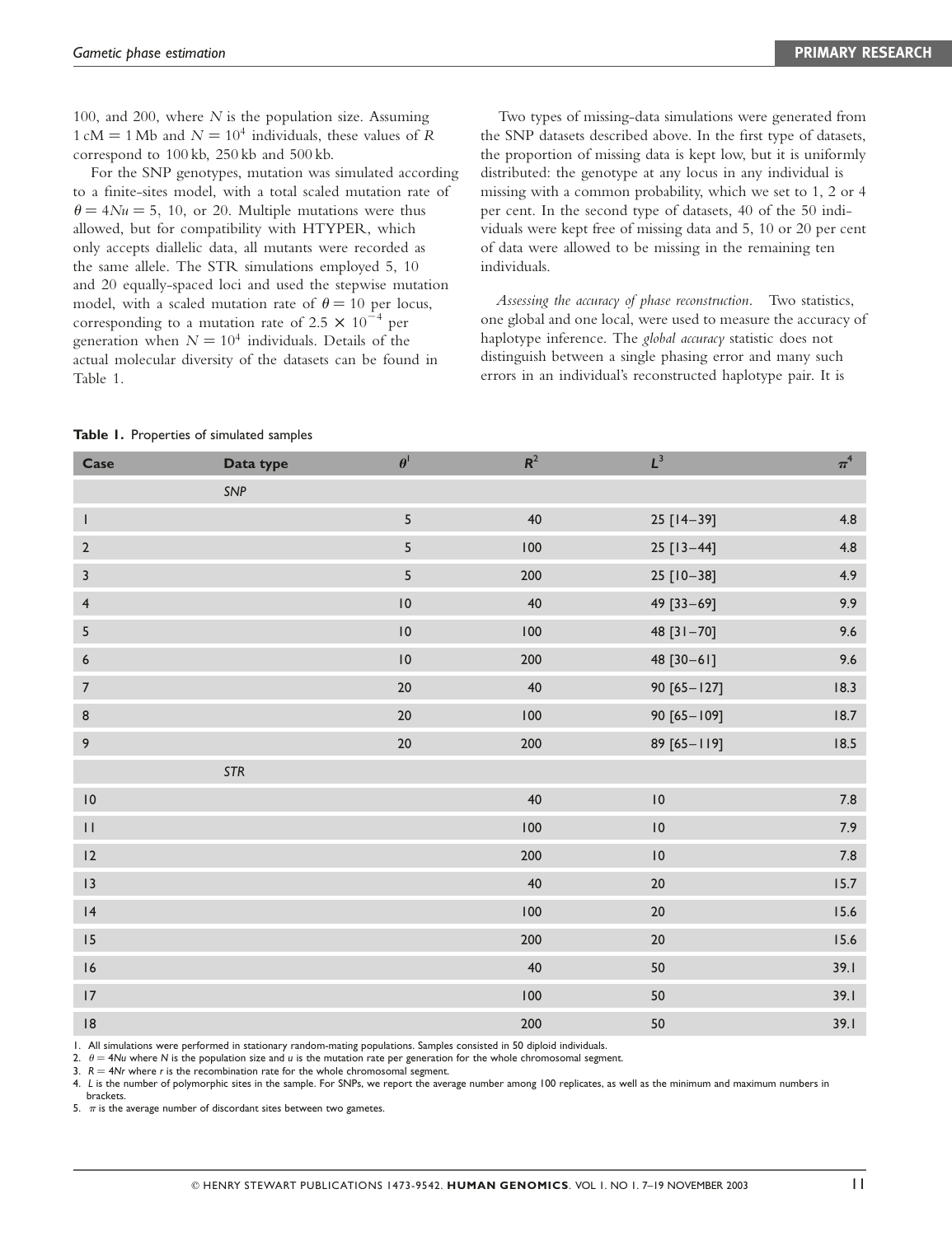100, and 200, where $N$ is the population size. Assuming $1\,\text{cM} = 1\,\text{Mb}$ and $N = 10^4$ individuals, these values of $R$ correspond to 100 kb, 250 kb and 500 kb.

For the SNP genotypes, mutation was simulated according to a finite-sites model, with a total scaled mutation rate of $\theta = 4Nu = 5$, 10, or 20. Multiple mutations were thus allowed, but for compatibility with HTYPER, which only accepts diallelic data, all mutants were recorded as the same allele. The STR simulations employed 5, 10 and 20 equally-spaced loci and used the stepwise mutation model, with a scaled mutation rate of $\theta = 10$ per locus, corresponding to a mutation rate of $2.5 \times 10^{-4}$ per generation when $N = 10^4$ individuals. Details of the actual molecular diversity of the datasets can be found in Table 1.

Two types of missing-data simulations were generated from the SNP datasets described above. In the first type of datasets, the proportion of missing data is kept low, but it is uniformly distributed: the genotype at any locus in any individual is missing with a common probability, which we set to 1, 2 or 4 per cent. In the second type of datasets, 40 of the 50 individuals were kept free of missing data and 5, 10 or 20 per cent of data were allowed to be missing in the remaining ten individuals.

*Assessing the accuracy of phase reconstruction.* Two statistics, one global and one local, were used to measure the accuracy of haplotype inference. The *global accuracy* statistic does not distinguish between a single phasing error and many such errors in an individual's reconstructed haplotype pair. It is

**Table 1.** Properties of simulated samples

| Case | Data type | $\theta$[1] | $R$[2] | $L$[3] | $\pi$[4] |
|---|---|---|---|---|---|
| | *SNP* | | | | |
| 1 | | 5 | 40 | 25 [14–39] | 4.8 |
| 2 | | 5 | 100 | 25 [13–44] | 4.8 |
| 3 | | 5 | 200 | 25 [10–38] | 4.9 |
| 4 | | 10 | 40 | 49 [33–69] | 9.9 |
| 5 | | 10 | 100 | 48 [31–70] | 9.6 |
| 6 | | 10 | 200 | 48 [30–61] | 9.6 |
| 7 | | 20 | 40 | 90 [65–127] | 18.3 |
| 8 | | 20 | 100 | 90 [65–109] | 18.7 |
| 9 | | 20 | 200 | 89 [65–119] | 18.5 |
| | *STR* | | | | |
| 10 | | | 40 | 10 | 7.8 |
| 11 | | | 100 | 10 | 7.9 |
| 12 | | | 200 | 10 | 7.8 |
| 13 | | | 40 | 20 | 15.7 |
| 14 | | | 100 | 20 | 15.6 |
| 15 | | | 200 | 20 | 15.6 |
| 16 | | | 40 | 50 | 39.1 |
| 17 | | | 100 | 50 | 39.1 |
| 18 | | | 200 | 50 | 39.1 |

1. All simulations were performed in stationary random-mating populations. Samples consisted in 50 diploid individuals.
2. $\theta = 4Nu$ where $N$ is the population size and $u$ is the mutation rate per generation for the whole chromosomal segment.
3. $R = 4Nr$ where $r$ is the recombination rate for the whole chromosomal segment.
4. $L$ is the number of polymorphic sites in the sample. For SNPs, we report the average number among 100 replicates, as well as the minimum and maximum numbers in brackets.
5. $\pi$ is the average number of discordant sites between two gametes.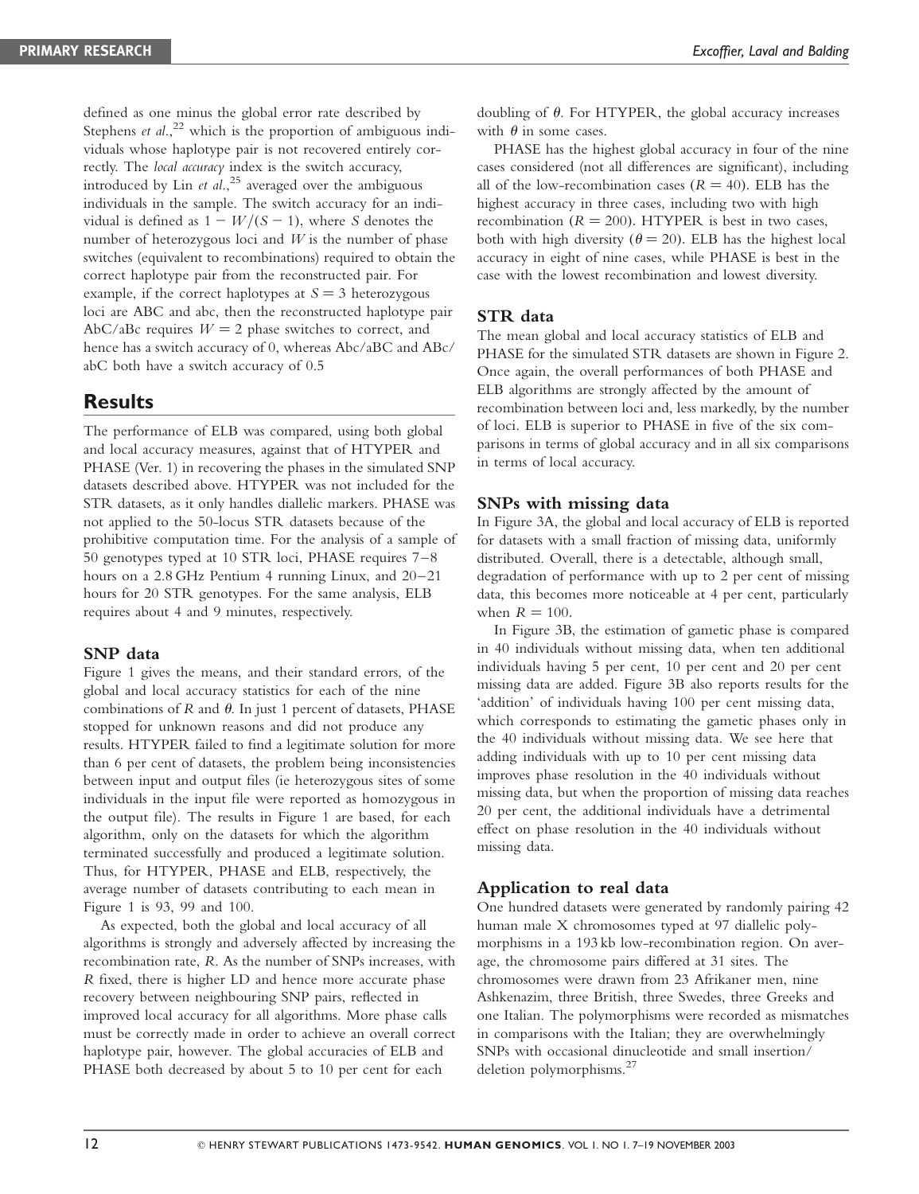defined as one minus the global error rate described by Stephens *et al.*,[22] which is the proportion of ambiguous individuals whose haplotype pair is not recovered entirely correctly. The *local accuracy* index is the switch accuracy, introduced by Lin *et al.*,[25] averaged over the ambiguous individuals in the sample. The switch accuracy for an individual is defined as $1 - W/(S - 1)$, where $S$ denotes the number of heterozygous loci and $W$ is the number of phase switches (equivalent to recombinations) required to obtain the correct haplotype pair from the reconstructed pair. For example, if the correct haplotypes at $S = 3$ heterozygous loci are ABC and abc, then the reconstructed haplotype pair AbC/aBc requires $W = 2$ phase switches to correct, and hence has a switch accuracy of 0, whereas Abc/aBC and ABc/abC both have a switch accuracy of 0.5

## Results

The performance of ELB was compared, using both global and local accuracy measures, against that of HTYPER and PHASE (Ver. 1) in recovering the phases in the simulated SNP datasets described above. HTYPER was not included for the STR datasets, as it only handles diallelic markers. PHASE was not applied to the 50-locus STR datasets because of the prohibitive computation time. For the analysis of a sample of 50 genotypes typed at 10 STR loci, PHASE requires 7–8 hours on a 2.8 GHz Pentium 4 running Linux, and 20–21 hours for 20 STR genotypes. For the same analysis, ELB requires about 4 and 9 minutes, respectively.

### SNP data

Figure 1 gives the means, and their standard errors, of the global and local accuracy statistics for each of the nine combinations of $R$ and $\theta$. In just 1 percent of datasets, PHASE stopped for unknown reasons and did not produce any results. HTYPER failed to find a legitimate solution for more than 6 per cent of datasets, the problem being inconsistencies between input and output files (ie heterozygous sites of some individuals in the input file were reported as homozygous in the output file). The results in Figure 1 are based, for each algorithm, only on the datasets for which the algorithm terminated successfully and produced a legitimate solution. Thus, for HTYPER, PHASE and ELB, respectively, the average number of datasets contributing to each mean in Figure 1 is 93, 99 and 100.

As expected, both the global and local accuracy of all algorithms is strongly and adversely affected by increasing the recombination rate, $R$. As the number of SNPs increases, with $R$ fixed, there is higher LD and hence more accurate phase recovery between neighbouring SNP pairs, reflected in improved local accuracy for all algorithms. More phase calls must be correctly made in order to achieve an overall correct haplotype pair, however. The global accuracies of ELB and PHASE both decreased by about 5 to 10 per cent for each doubling of $\theta$. For HTYPER, the global accuracy increases with $\theta$ in some cases.

PHASE has the highest global accuracy in four of the nine cases considered (not all differences are significant), including all of the low-recombination cases ($R = 40$). ELB has the highest accuracy in three cases, including two with high recombination ($R = 200$). HTYPER is best in two cases, both with high diversity ($\theta = 20$). ELB has the highest local accuracy in eight of nine cases, while PHASE is best in the case with the lowest recombination and lowest diversity.

### STR data

The mean global and local accuracy statistics of ELB and PHASE for the simulated STR datasets are shown in Figure 2. Once again, the overall performances of both PHASE and ELB algorithms are strongly affected by the amount of recombination between loci and, less markedly, by the number of loci. ELB is superior to PHASE in five of the six comparisons in terms of global accuracy and in all six comparisons in terms of local accuracy.

### SNPs with missing data

In Figure 3A, the global and local accuracy of ELB is reported for datasets with a small fraction of missing data, uniformly distributed. Overall, there is a detectable, although small, degradation of performance with up to 2 per cent of missing data, this becomes more noticeable at 4 per cent, particularly when $R = 100$.

In Figure 3B, the estimation of gametic phase is compared in 40 individuals without missing data, when ten additional individuals having 5 per cent, 10 per cent and 20 per cent missing data are added. Figure 3B also reports results for the 'addition' of individuals having 100 per cent missing data, which corresponds to estimating the gametic phases only in the 40 individuals without missing data. We see here that adding individuals with up to 10 per cent missing data improves phase resolution in the 40 individuals without missing data, but when the proportion of missing data reaches 20 per cent, the additional individuals have a detrimental effect on phase resolution in the 40 individuals without missing data.

### Application to real data

One hundred datasets were generated by randomly pairing 42 human male X chromosomes typed at 97 diallelic polymorphisms in a 193 kb low-recombination region. On average, the chromosome pairs differed at 31 sites. The chromosomes were drawn from 23 Afrikaner men, nine Ashkenazim, three British, three Swedes, three Greeks and one Italian. The polymorphisms were recorded as mismatches in comparisons with the Italian; they are overwhelmingly SNPs with occasional dinucleotide and small insertion/deletion polymorphisms.[27]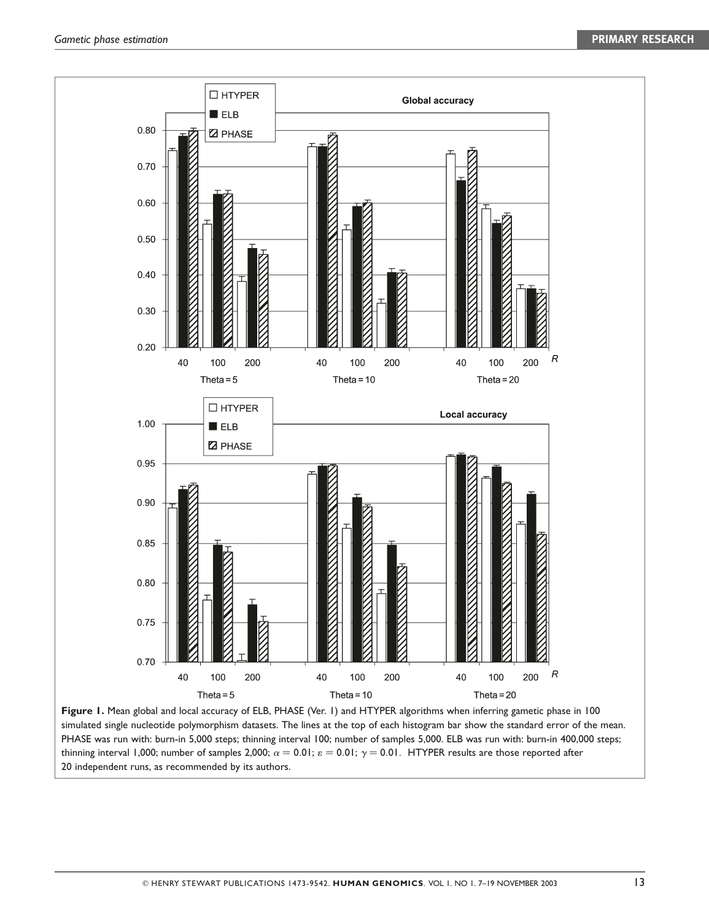HTYPER

ELB

PHASE

Global accuracy

0.80
0.70
0.60
0.50
0.40
0.30
0.20

40 100 200 40 100 200 40 100 200 R

Theta = 5 Theta = 10 Theta = 20

HTYPER

ELB

PHASE

Local accuracy

1.00
0.95
0.90
0.85
0.80
0.75
0.70

40 100 200 40 100 200 40 100 200 R

Theta = 5 Theta = 10 Theta = 20

**Figure 1.** Mean global and local accuracy of ELB, PHASE (Ver. 1) and HTYPER algorithms when inferring gametic phase in 100 simulated single nucleotide polymorphism datasets. The lines at the top of each histogram bar show the standard error of the mean. PHASE was run with: burn-in 5,000 steps; thinning interval 100; number of samples 5,000. ELB was run with: burn-in 400,000 steps; thinning interval 1,000; number of samples 2,000; $\alpha = 0.01$; $\varepsilon = 0.01$; $\gamma = 0.01$. HTYPER results are those reported after 20 independent runs, as recommended by its authors.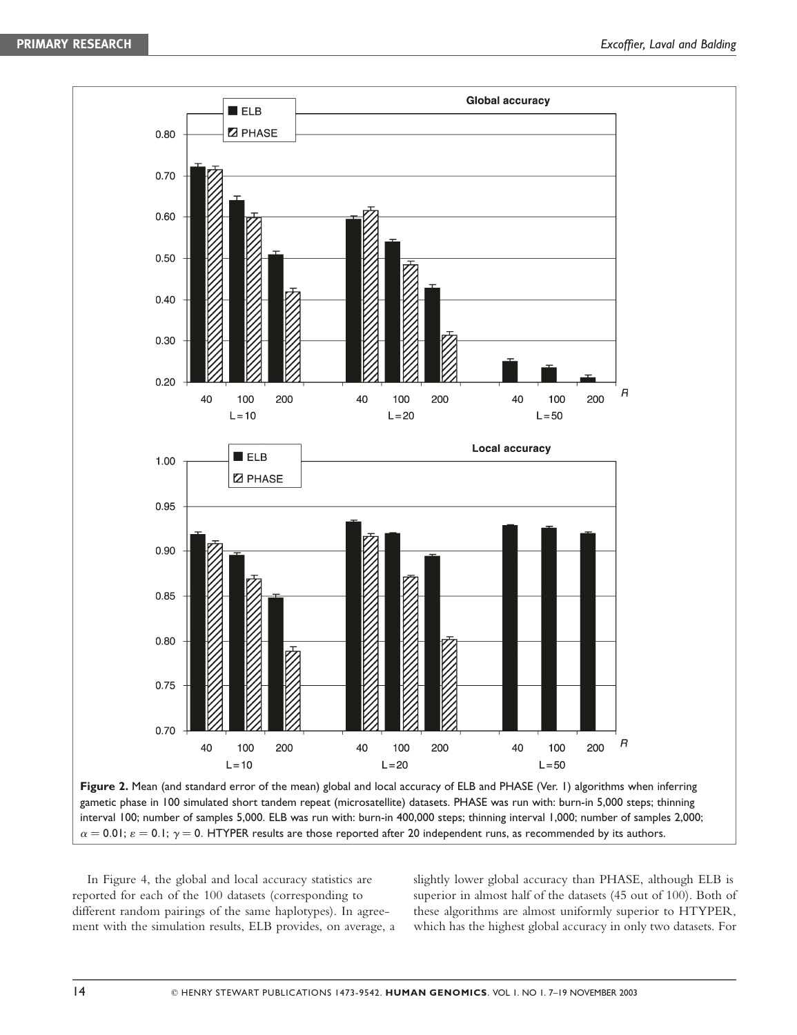**Figure 2.** Mean (and standard error of the mean) global and local accuracy of ELB and PHASE (Ver. 1) algorithms when inferring gametic phase in 100 simulated short tandem repeat (microsatellite) datasets. PHASE was run with: burn-in 5,000 steps; thinning interval 100; number of samples 5,000. ELB was run with: burn-in 400,000 steps; thinning interval 1,000; number of samples 2,000; $\alpha = 0.01$; $\varepsilon = 0.1$; $\gamma = 0$. HTYPER results are those reported after 20 independent runs, as recommended by its authors.

In Figure 4, the global and local accuracy statistics are reported for each of the 100 datasets (corresponding to different random pairings of the same haplotypes). In agreement with the simulation results, ELB provides, on average, a slightly lower global accuracy than PHASE, although ELB is superior in almost half of the datasets (45 out of 100). Both of these algorithms are almost uniformly superior to HTYPER, which has the highest global accuracy in only two datasets. For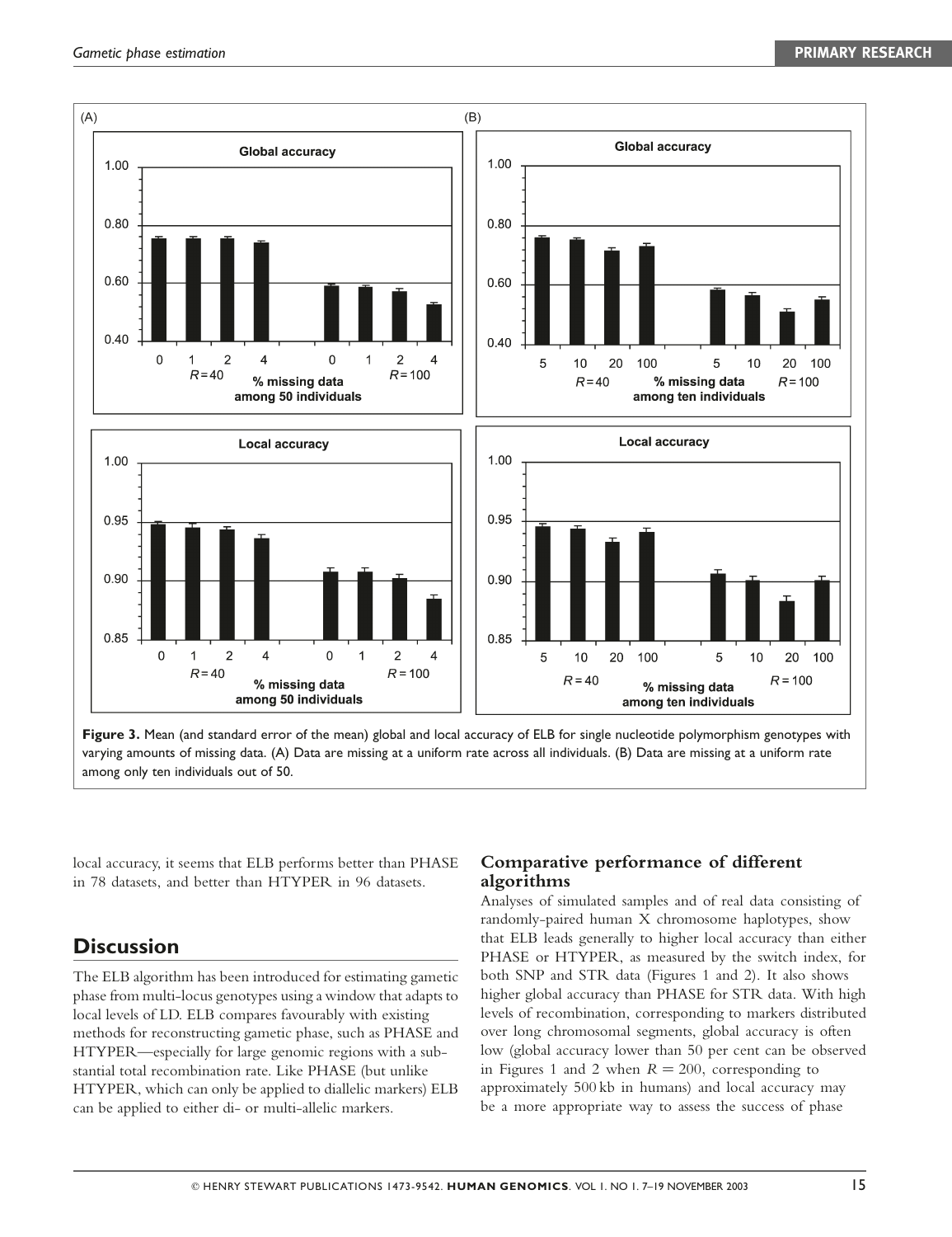(A)

Global accuracy

1.00
0.80
0.60
0.40

0 1 2 4 0 1 2 4

$R = 40$ % missing data among 50 individuals $R = 100$

Local accuracy

1.00
0.95
0.90
0.85

0 1 2 4 0 1 2 4

$R = 40$ % missing data among 50 individuals $R = 100$

(B)

Global accuracy

1.00
0.80
0.60
0.40

5 10 20 100 5 10 20 100

$R = 40$ % missing data among ten individuals $R = 100$

Local accuracy

1.00
0.95
0.90
0.85

5 10 20 100 5 10 20 100

$R = 40$ % missing data among ten individuals $R = 100$

**Figure 3.** Mean (and standard error of the mean) global and local accuracy of ELB for single nucleotide polymorphism genotypes with varying amounts of missing data. (A) Data are missing at a uniform rate across all individuals. (B) Data are missing at a uniform rate among only ten individuals out of 50.

local accuracy, it seems that ELB performs better than PHASE in 78 datasets, and better than HTYPER in 96 datasets.

## Discussion

The ELB algorithm has been introduced for estimating gametic phase from multi-locus genotypes using a window that adapts to local levels of LD. ELB compares favourably with existing methods for reconstructing gametic phase, such as PHASE and HTYPER—especially for large genomic regions with a substantial total recombination rate. Like PHASE (but unlike HTYPER, which can only be applied to diallelic markers) ELB can be applied to either di- or multi-allelic markers.

### Comparative performance of different algorithms

Analyses of simulated samples and of real data consisting of randomly-paired human X chromosome haplotypes, show that ELB leads generally to higher local accuracy than either PHASE or HTYPER, as measured by the switch index, for both SNP and STR data (Figures 1 and 2). It also shows higher global accuracy than PHASE for STR data. With high levels of recombination, corresponding to markers distributed over long chromosomal segments, global accuracy is often low (global accuracy lower than 50 per cent can be observed in Figures 1 and 2 when $R = 200$, corresponding to approximately 500 kb in humans) and local accuracy may be a more appropriate way to assess the success of phase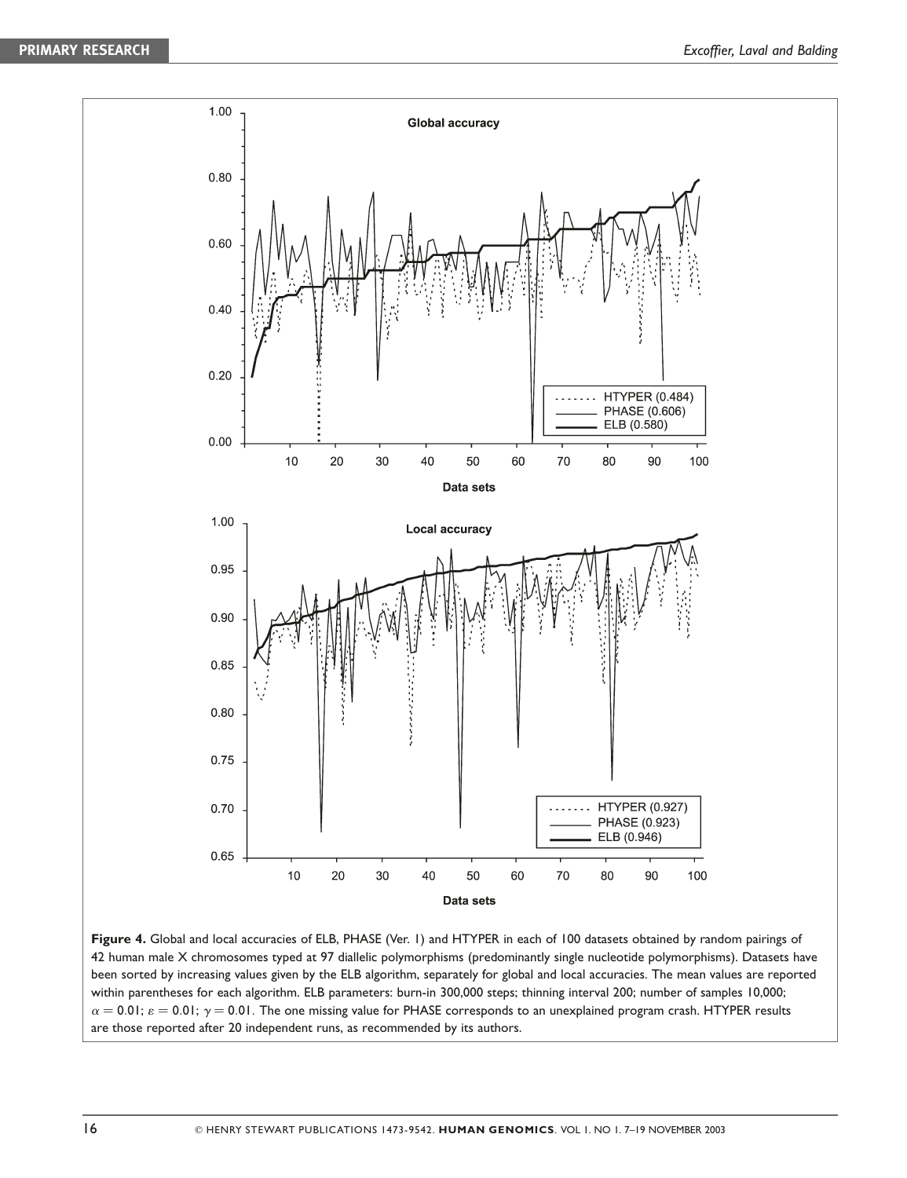Global accuracy

1.00
0.80
0.60
0.40
0.20
0.00

10 20 30 40 50 60 70 80 90 100

Data sets

HTYPER (0.484)
PHASE (0.606)
ELB (0.580)

Local accuracy

1.00
0.95
0.90
0.85
0.80
0.75
0.70
0.65

10 20 30 40 50 60 70 80 90 100

Data sets

HTYPER (0.927)
PHASE (0.923)
ELB (0.946)

**Figure 4.** Global and local accuracies of ELB, PHASE (Ver. 1) and HTYPER in each of 100 datasets obtained by random pairings of 42 human male X chromosomes typed at 97 diallelic polymorphisms (predominantly single nucleotide polymorphisms). Datasets have been sorted by increasing values given by the ELB algorithm, separately for global and local accuracies. The mean values are reported within parentheses for each algorithm. ELB parameters: burn-in 300,000 steps; thinning interval 200; number of samples 10,000; $\alpha = 0.01$; $\varepsilon = 0.01$; $\gamma = 0.01$. The one missing value for PHASE corresponds to an unexplained program crash. HTYPER results are those reported after 20 independent runs, as recommended by its authors.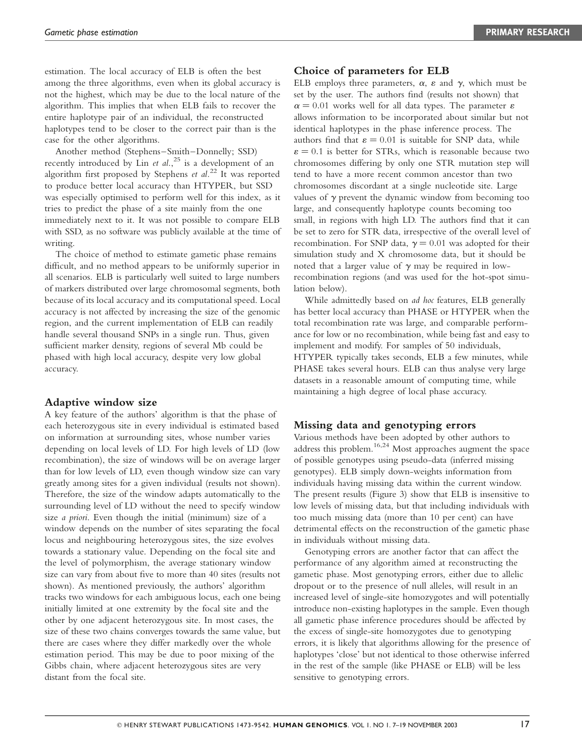estimation. The local accuracy of ELB is often the best among the three algorithms, even when its global accuracy is not the highest, which may be due to the local nature of the algorithm. This implies that when ELB fails to recover the entire haplotype pair of an individual, the reconstructed haplotypes tend to be closer to the correct pair than is the case for the other algorithms.

Another method (Stephens–Smith–Donnelly; SSD) recently introduced by Lin *et al.*,[25] is a development of an algorithm first proposed by Stephens *et al.*[22] It was reported to produce better local accuracy than HTYPER, but SSD was especially optimised to perform well for this index, as it tries to predict the phase of a site mainly from the one immediately next to it. It was not possible to compare ELB with SSD, as no software was publicly available at the time of writing.

The choice of method to estimate gametic phase remains difficult, and no method appears to be uniformly superior in all scenarios. ELB is particularly well suited to large numbers of markers distributed over large chromosomal segments, both because of its local accuracy and its computational speed. Local accuracy is not affected by increasing the size of the genomic region, and the current implementation of ELB can readily handle several thousand SNPs in a single run. Thus, given sufficient marker density, regions of several Mb could be phased with high local accuracy, despite very low global accuracy.

## Adaptive window size

A key feature of the authors' algorithm is that the phase of each heterozygous site in every individual is estimated based on information at surrounding sites, whose number varies depending on local levels of LD. For high levels of LD (low recombination), the size of windows will be on average larger than for low levels of LD, even though window size can vary greatly among sites for a given individual (results not shown). Therefore, the size of the window adapts automatically to the surrounding level of LD without the need to specify window size *a priori*. Even though the initial (minimum) size of a window depends on the number of sites separating the focal locus and neighbouring heterozygous sites, the size evolves towards a stationary value. Depending on the focal site and the level of polymorphism, the average stationary window size can vary from about five to more than 40 sites (results not shown). As mentioned previously, the authors' algorithm tracks two windows for each ambiguous locus, each one being initially limited at one extremity by the focal site and the other by one adjacent heterozygous site. In most cases, the size of these two chains converges towards the same value, but there are cases where they differ markedly over the whole estimation period. This may be due to poor mixing of the Gibbs chain, where adjacent heterozygous sites are very distant from the focal site.

## Choice of parameters for ELB

ELB employs three parameters, $\alpha$, $\varepsilon$ and $\gamma$, which must be set by the user. The authors find (results not shown) that $\alpha = 0.01$ works well for all data types. The parameter $\varepsilon$ allows information to be incorporated about similar but not identical haplotypes in the phase inference process. The authors find that $\varepsilon = 0.01$ is suitable for SNP data, while $\varepsilon = 0.1$ is better for STRs, which is reasonable because two chromosomes differing by only one STR mutation step will tend to have a more recent common ancestor than two chromosomes discordant at a single nucleotide site. Large values of $\gamma$ prevent the dynamic window from becoming too large, and consequently haplotype counts becoming too small, in regions with high LD. The authors find that it can be set to zero for STR data, irrespective of the overall level of recombination. For SNP data, $\gamma = 0.01$ was adopted for their simulation study and X chromosome data, but it should be noted that a larger value of $\gamma$ may be required in low-recombination regions (and was used for the hot-spot simulation below).

While admittedly based on *ad hoc* features, ELB generally has better local accuracy than PHASE or HTYPER when the total recombination rate was large, and comparable performance for low or no recombination, while being fast and easy to implement and modify. For samples of 50 individuals, HTYPER typically takes seconds, ELB a few minutes, while PHASE takes several hours. ELB can thus analyse very large datasets in a reasonable amount of computing time, while maintaining a high degree of local phase accuracy.

## Missing data and genotyping errors

Various methods have been adopted by other authors to address this problem.[16,24] Most approaches augment the space of possible genotypes using pseudo-data (inferred missing genotypes). ELB simply down-weights information from individuals having missing data within the current window. The present results (Figure 3) show that ELB is insensitive to low levels of missing data, but that including individuals with too much missing data (more than 10 per cent) can have detrimental effects on the reconstruction of the gametic phase in individuals without missing data.

Genotyping errors are another factor that can affect the performance of any algorithm aimed at reconstructing the gametic phase. Most genotyping errors, either due to allelic dropout or to the presence of null alleles, will result in an increased level of single-site homozygotes and will potentially introduce non-existing haplotypes in the sample. Even though all gametic phase inference procedures should be affected by the excess of single-site homozygotes due to genotyping errors, it is likely that algorithms allowing for the presence of haplotypes 'close' but not identical to those otherwise inferred in the rest of the sample (like PHASE or ELB) will be less sensitive to genotyping errors.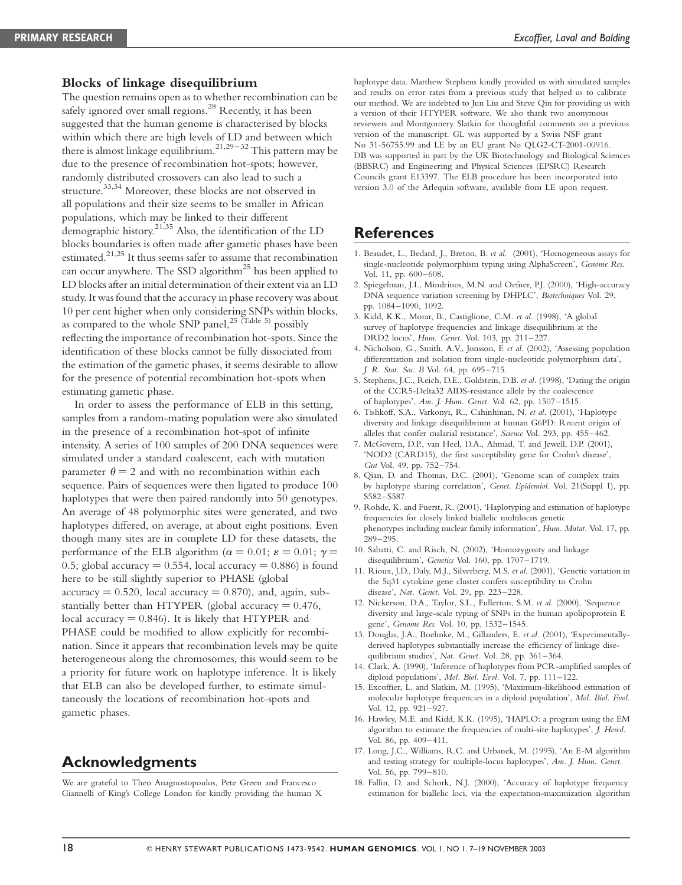### Blocks of linkage disequilibrium

The question remains open as to whether recombination can be safely ignored over small regions.[28] Recently, it has been suggested that the human genome is characterised by blocks within which there are high levels of LD and between which there is almost linkage equilibrium.[21,29–32] This pattern may be due to the presence of recombination hot-spots; however, randomly distributed crossovers can also lead to such a structure.[33,34] Moreover, these blocks are not observed in all populations and their size seems to be smaller in African populations, which may be linked to their different demographic history.[21,35] Also, the identification of the LD blocks boundaries is often made after gametic phases have been estimated.[21,25] It thus seems safer to assume that recombination can occur anywhere. The SSD algorithm[25] has been applied to LD blocks after an initial determination of their extent via an LD study. It was found that the accuracy in phase recovery was about 10 per cent higher when only considering SNPs within blocks, as compared to the whole SNP panel,[25 (Table 5)] possibly reflecting the importance of recombination hot-spots. Since the identification of these blocks cannot be fully dissociated from the estimation of the gametic phases, it seems desirable to allow for the presence of potential recombination hot-spots when estimating gametic phase.

In order to assess the performance of ELB in this setting, samples from a random-mating population were also simulated in the presence of a recombination hot-spot of infinite intensity. A series of 100 samples of 200 DNA sequences were simulated under a standard coalescent, each with mutation parameter $\theta = 2$ and with no recombination within each sequence. Pairs of sequences were then ligated to produce 100 haplotypes that were then paired randomly into 50 genotypes. An average of 48 polymorphic sites were generated, and two haplotypes differed, on average, at about eight positions. Even though many sites are in complete LD for these datasets, the performance of the ELB algorithm ($\alpha = 0.01$; $\varepsilon = 0.01$; $\gamma = 0.5$; global accuracy $= 0.554$, local accuracy $= 0.886$) is found here to be still slightly superior to PHASE (global accuracy $= 0.520$, local accuracy $= 0.870$), and, again, substantially better than HTYPER (global accuracy $= 0.476$, local accuracy $= 0.846$). It is likely that HTYPER and PHASE could be modified to allow explicitly for recombination. Since it appears that recombination levels may be quite heterogeneous along the chromosomes, this would seem to be a priority for future work on haplotype inference. It is likely that ELB can also be developed further, to estimate simultaneously the locations of recombination hot-spots and gametic phases.

## Acknowledgments

We are grateful to Theo Anagnostopoulos, Pete Green and Francesco Giannelli of King's College London for kindly providing the human X haplotype data. Matthew Stephens kindly provided us with simulated samples and results on error rates from a previous study that helped us to calibrate our method. We are indebted to Jun Liu and Steve Qin for providing us with a version of their HTYPER software. We also thank two anonymous reviewers and Montgomery Slatkin for thoughtful comments on a previous version of the manuscript. GL was supported by a Swiss NSF grant No 31-56755.99 and LE by an EU grant No QLG2-CT-2001-00916. DB was supported in part by the UK Biotechnology and Biological Sciences (BBSRC) and Engineering and Physical Sciences (EPSRC) Research Councils grant E13397. The ELB procedure has been incorporated into version 3.0 of the Arlequin software, available from LE upon request.

## References

1. Beaudet, L., Bedard, J., Breton, B. *et al.* (2001), 'Homogeneous assays for single-nucleotide polymorphism typing using AlphaScreen', *Genome Res.* Vol. 11, pp. 600–608.
2. Spiegelman, J.I., Mindrinos, M.N. and Oefner, P.J. (2000), 'High-accuracy DNA sequence variation screening by DHPLC', *Biotechniques* Vol. 29, pp. 1084–1090, 1092.
3. Kidd, K.K., Morar, B., Castiglione, C.M. *et al.* (1998), 'A global survey of haplotype frequencies and linkage disequilibrium at the DRD2 locus', *Hum. Genet.* Vol. 103, pp. 211–227.
4. Nicholson, G., Smith, A.V., Jonsson, F. *et al.* (2002), 'Assessing population differentiation and isolation from single-nucleotide polymorphism data', *J. R. Stat. Soc. B* Vol. 64, pp. 695–715.
5. Stephens, J.C., Reich, D.E., Goldstein, D.B. *et al.* (1998), 'Dating the origin of the CCR5-Delta32 AIDS-resistance allele by the coalescence of haplotypes', *Am. J. Hum. Genet.* Vol. 62, pp. 1507–1515.
6. Tishkoff, S.A., Varkonyi, R., Cahinhinan, N. *et al.* (2001), 'Haplotype diversity and linkage disequilibrium at human G6PD: Recent origin of alleles that confer malarial resistance', *Science* Vol. 293, pp. 455–462.
7. McGovern, D.P., van Heel, D.A., Ahmad, T. and Jewell, D.P. (2001), 'NOD2 (CARD15), the first susceptibility gene for Crohn's disease', *Gut* Vol. 49, pp. 752–754.
8. Qian, D. and Thomas, D.C. (2001), 'Genome scan of complex traits by haplotype sharing correlation', *Genet. Epidemiol.* Vol. 21(Suppl 1), pp. S582–S587.
9. Rohde, K. and Fuerst, R. (2001), 'Haplotyping and estimation of haplotype frequencies for closely linked biallelic multilocus genetic phenotypes including nuclear family information', *Hum. Mutat.* Vol. 17, pp. 289–295.
10. Sabatti, C. and Risch, N. (2002), 'Homozygosity and linkage disequilibrium', *Genetics* Vol. 160, pp. 1707–1719.
11. Rioux, J.D., Daly, M.J., Silverberg, M.S. *et al.* (2001), 'Genetic variation in the 5q31 cytokine gene cluster confers susceptibility to Crohn disease', *Nat. Genet.* Vol. 29, pp. 223–228.
12. Nickerson, D.A., Taylor, S.L., Fullerton, S.M. *et al.* (2000), 'Sequence diversity and large-scale typing of SNPs in the human apolipoprotein E gene', *Genome Res.* Vol. 10, pp. 1532–1545.
13. Douglas, J.A., Boehnke, M., Gillanders, E. *et al.* (2001), 'Experimentally-derived haplotypes substantially increase the efficiency of linkage disequilibrium studies', *Nat. Genet.* Vol. 28, pp. 361–364.
14. Clark, A. (1990), 'Inference of haplotypes from PCR-amplified samples of diploid populations', *Mol. Biol. Evol.* Vol. 7, pp. 111–122.
15. Excoffier, L. and Slatkin, M. (1995), 'Maximum-likelihood estimation of molecular haplotype frequencies in a diploid population', *Mol. Biol. Evol.* Vol. 12, pp. 921–927.
16. Hawley, M.E. and Kidd, K.K. (1995), 'HAPLO: a program using the EM algorithm to estimate the frequencies of multi-site haplotypes', *J. Hered.* Vol. 86, pp. 409–411.
17. Long, J.C., Williams, R.C. and Urbanek, M. (1995), 'An E-M algorithm and testing strategy for multiple-locus haplotypes', *Am. J. Hum. Genet.* Vol. 56, pp. 799–810.
18. Fallin, D. and Schork, N.J. (2000), 'Accuracy of haplotype frequency estimation for biallelic loci, via the expectation-maximization algorithm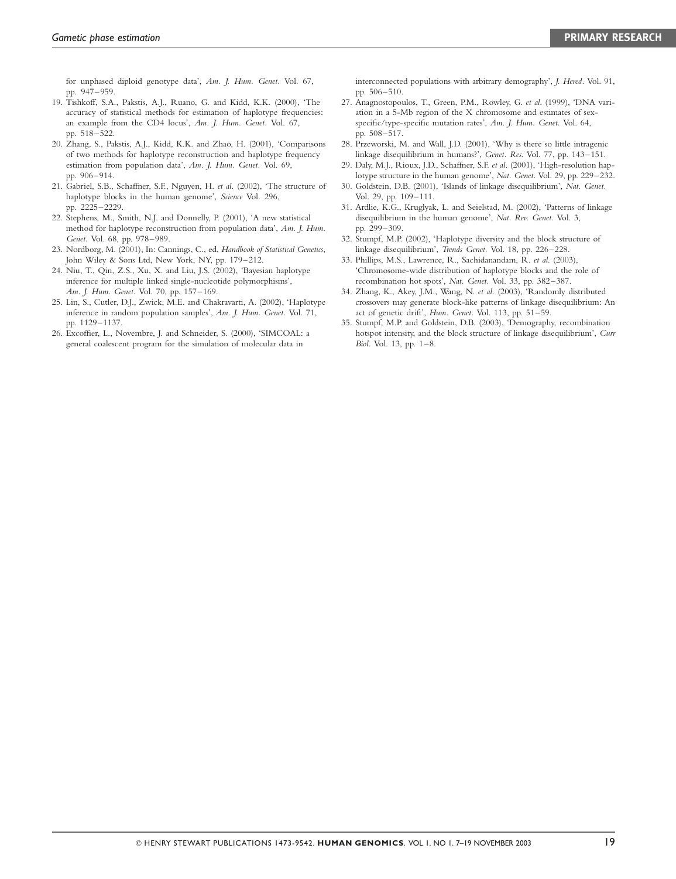for unphased diploid genotype data', *Am. J. Hum. Genet.* Vol. 67, pp. 947–959.

19. Tishkoff, S.A., Pakstis, A.J., Ruano, G. and Kidd, K.K. (2000), 'The accuracy of statistical methods for estimation of haplotype frequencies: an example from the CD4 locus', *Am. J. Hum. Genet.* Vol. 67, pp. 518–522.
20. Zhang, S., Pakstis, A.J., Kidd, K.K. and Zhao, H. (2001), 'Comparisons of two methods for haplotype reconstruction and haplotype frequency estimation from population data', *Am. J. Hum. Genet.* Vol. 69, pp. 906–914.
21. Gabriel, S.B., Schaffner, S.F., Nguyen, H. *et al.* (2002), 'The structure of haplotype blocks in the human genome', *Science* Vol. 296, pp. 2225–2229.
22. Stephens, M., Smith, N.J. and Donnelly, P. (2001), 'A new statistical method for haplotype reconstruction from population data', *Am. J. Hum. Genet.* Vol. 68, pp. 978–989.
23. Nordborg, M. (2001), In: Cannings, C., ed, *Handbook of Statistical Genetics*, John Wiley & Sons Ltd, New York, NY, pp. 179–212.
24. Niu, T., Qin, Z.S., Xu, X. and Liu, J.S. (2002), 'Bayesian haplotype inference for multiple linked single-nucleotide polymorphisms', *Am. J. Hum. Genet.* Vol. 70, pp. 157–169.
25. Lin, S., Cutler, D.J., Zwick, M.E. and Chakravarti, A. (2002), 'Haplotype inference in random population samples', *Am. J. Hum. Genet.* Vol. 71, pp. 1129–1137.
26. Excoffier, L., Novembre, J. and Schneider, S. (2000), 'SIMCOAL: a general coalescent program for the simulation of molecular data in interconnected populations with arbitrary demography', *J. Hered.* Vol. 91, pp. 506–510.
27. Anagnostopoulos, T., Green, P.M., Rowley, G. *et al.* (1999), 'DNA variation in a 5-Mb region of the X chromosome and estimates of sex-specific/type-specific mutation rates', *Am. J. Hum. Genet.* Vol. 64, pp. 508–517.
28. Przeworski, M. and Wall, J.D. (2001), 'Why is there so little intragenic linkage disequilibrium in humans?', *Genet. Res.* Vol. 77, pp. 143–151.
29. Daly, M.J., Rioux, J.D., Schaffner, S.F. *et al.* (2001), 'High-resolution haplotype structure in the human genome', *Nat. Genet.* Vol. 29, pp. 229–232.
30. Goldstein, D.B. (2001), 'Islands of linkage disequilibrium', *Nat. Genet.* Vol. 29, pp. 109–111.
31. Ardlie, K.G., Kruglyak, L. and Seielstad, M. (2002), 'Patterns of linkage disequilibrium in the human genome', *Nat. Rev. Genet.* Vol. 3, pp. 299–309.
32. Stumpf, M.P. (2002), 'Haplotype diversity and the block structure of linkage disequilibrium', *Trends Genet.* Vol. 18, pp. 226–228.
33. Phillips, M.S., Lawrence, R., Sachidanandam, R. *et al.* (2003), 'Chromosome-wide distribution of haplotype blocks and the role of recombination hot spots', *Nat. Genet.* Vol. 33, pp. 382–387.
34. Zhang, K., Akey, J.M., Wang, N. *et al.* (2003), 'Randomly distributed crossovers may generate block-like patterns of linkage disequilibrium: An act of genetic drift', *Hum. Genet.* Vol. 113, pp. 51–59.
35. Stumpf, M.P. and Goldstein, D.B. (2003), 'Demography, recombination hotspot intensity, and the block structure of linkage disequilibrium', *Curr Biol.* Vol. 13, pp. 1–8.